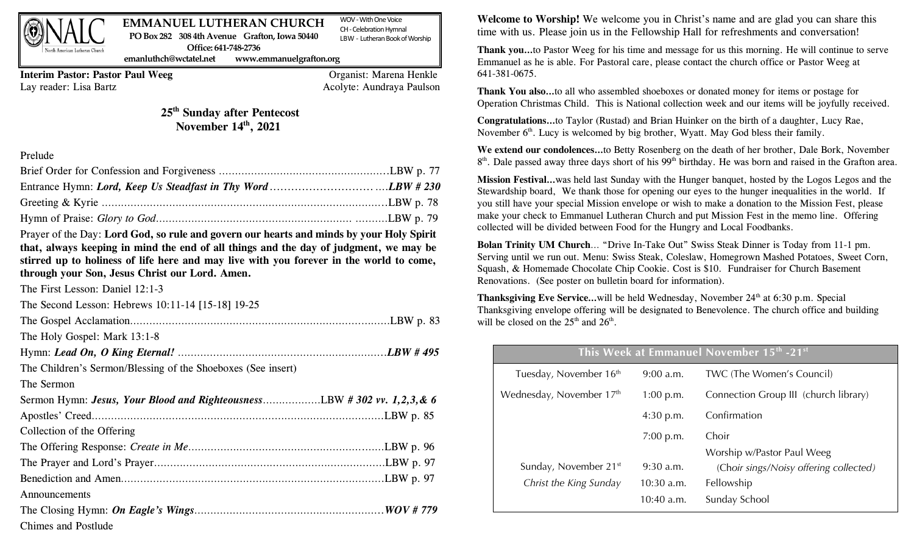# EMMANUEL LUTHERAN CHURCH

NALC North American Lutheran Church

**PO Box 282 308 4th Avenue Grafton, Iowa 50440**
**Office: 641-748-2736**
**emanluthch@wctatel.net www.emmanuelgrafton.org**

WOV - With One Voice
CH - Celebration Hymnal
LBW - Lutheran Book of Worship

**Interim Pastor: Pastor Paul Weeg** Organist: Marena Henkle
Lay reader: Lisa Bartz Acolyte: Aundraya Paulson

## 25th Sunday after Pentecost
## November 14th, 2021

Prelude

Brief Order for Confession and Forgiveness .................................................LBW p. 77

Entrance Hymn: ***Lord, Keep Us Steadfast in Thy Word*** ..............................***LBW # 230***

Greeting & Kyrie .........................................................................................LBW p. 78

Hymn of Praise: *Glory to God*........................................................................LBW p. 79

Prayer of the Day: **Lord God, so rule and govern our hearts and minds by your Holy Spirit that, always keeping in mind the end of all things and the day of judgment, we may be stirred up to holiness of life here and may live with you forever in the world to come, through your Son, Jesus Christ our Lord. Amen.**

The First Lesson: Daniel 12:1-3

The Second Lesson: Hebrews 10:11-14 [15-18] 19-25

The Gospel Acclamation...............................................................................LBW p. 83

The Holy Gospel: Mark 13:1-8

Hymn: ***Lead On, O King Eternal!*** ..............................................................***LBW # 495***

The Children's Sermon/Blessing of the Shoeboxes (See insert)

The Sermon

Sermon Hymn: ***Jesus, Your Blood and Righteousness***..................LBW ***# 302 vv. 1,2,3,& 6***

Apostles' Creed.............................................................................................LBW p. 85

Collection of the Offering

The Offering Response: *Create in Me*...........................................................LBW p. 96

The Prayer and Lord's Prayer.......................................................................LBW p. 97

Benediction and Amen...................................................................................LBW p. 97

Announcements

The Closing Hymn: ***On Eagle's Wings***......................................................***WOV # 779***

Chimes and Postlude

**Welcome to Worship!** We welcome you in Christ's name and are glad you can share this time with us. Please join us in the Fellowship Hall for refreshments and conversation!

**Thank you…**to Pastor Weeg for his time and message for us this morning. He will continue to serve Emmanuel as he is able. For Pastoral care, please contact the church office or Pastor Weeg at 641-381-0675.

**Thank You also…**to all who assembled shoeboxes or donated money for items or postage for Operation Christmas Child. This is National collection week and our items will be joyfully received.

**Congratulations…**to Taylor (Rustad) and Brian Huinker on the birth of a daughter, Lucy Rae, November 6th. Lucy is welcomed by big brother, Wyatt. May God bless their family.

**We extend our condolences…**to Betty Rosenberg on the death of her brother, Dale Bork, November 8th. Dale passed away three days short of his 99th birthday. He was born and raised in the Grafton area.

**Mission Festival…**was held last Sunday with the Hunger banquet, hosted by the Logos Legos and the Stewardship board, We thank those for opening our eyes to the hunger inequalities in the world. If you still have your special Mission envelope or wish to make a donation to the Mission Fest, please make your check to Emmanuel Lutheran Church and put Mission Fest in the memo line. Offering collected will be divided between Food for the Hungry and Local Foodbanks.

**Bolan Trinity UM Church**… "Drive In-Take Out" Swiss Steak Dinner is Today from 11-1 pm. Serving until we run out. Menu: Swiss Steak, Coleslaw, Homegrown Mashed Potatoes, Sweet Corn, Squash, & Homemade Chocolate Chip Cookie. Cost is $10. Fundraiser for Church Basement Renovations. (See poster on bulletin board for information).

**Thanksgiving Eve Service…**will be held Wednesday, November 24th at 6:30 p.m. Special Thanksgiving envelope offering will be designated to Benevolence. The church office and building will be closed on the 25th and 26th.

| This Week at Emmanuel November 15th -21st | | |
|---|---|---|
| Tuesday, November 16th | 9:00 a.m. | TWC (The Women's Council) |
| Wednesday, November 17th | 1:00 p.m. | Connection Group III (church library) |
| | 4:30 p.m. | Confirmation |
| | 7:00 p.m. | Choir |
| Sunday, November 21st | 9:30 a.m. | Worship w/Pastor Paul Weeg (Choir sings/Noisy offering collected) |
| *Christ the King Sunday* | 10:30 a.m. | Fellowship |
| | 10:40 a.m. | Sunday School |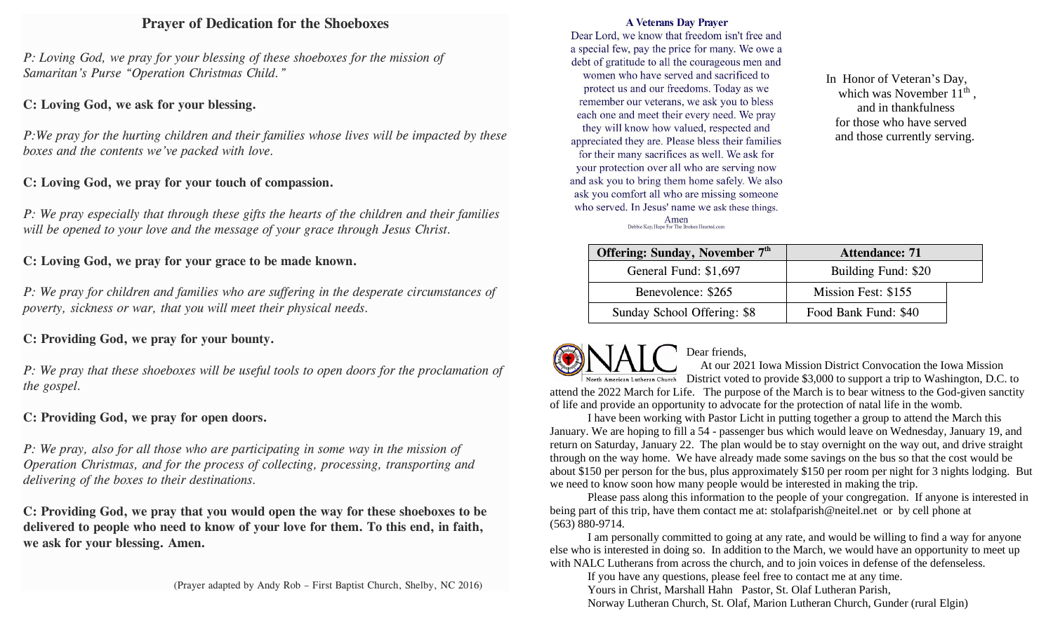## Prayer of Dedication for the Shoeboxes

*P: Loving God, we pray for your blessing of these shoeboxes for the mission of Samaritan's Purse "Operation Christmas Child."*

**C: Loving God, we ask for your blessing.**

*P:We pray for the hurting children and their families whose lives will be impacted by these boxes and the contents we've packed with love.*

**C: Loving God, we pray for your touch of compassion.**

*P: We pray especially that through these gifts the hearts of the children and their families will be opened to your love and the message of your grace through Jesus Christ.*

**C: Loving God, we pray for your grace to be made known.**

*P: We pray for children and families who are suffering in the desperate circumstances of poverty, sickness or war, that you will meet their physical needs.*

**C: Providing God, we pray for your bounty.**

*P: We pray that these shoeboxes will be useful tools to open doors for the proclamation of the gospel.*

**C: Providing God, we pray for open doors.**

*P: We pray, also for all those who are participating in some way in the mission of Operation Christmas, and for the process of collecting, processing, transporting and delivering of the boxes to their destinations.*

**C: Providing God, we pray that you would open the way for these shoeboxes to be delivered to people who need to know of your love for them. To this end, in faith, we ask for your blessing. Amen.**

(Prayer adapted by Andy Rob – First Baptist Church, Shelby, NC 2016)

**A Veterans Day Prayer**

Dear Lord, we know that freedom isn't free and a special few, pay the price for many. We owe a debt of gratitude to all the courageous men and women who have served and sacrificed to protect us and our freedoms. Today as we remember our veterans, we ask you to bless each one and meet their every need. We pray they will know how valued, respected and appreciated they are. Please bless their families for their many sacrifices as well. We ask for your protection over all who are serving now and ask you to bring them home safely. We also ask you comfort all who are missing someone who served. In Jesus' name we ask these things.
Amen

Debbie Kay, Hope For The Broken Hearted.com

In Honor of Veteran's Day, which was November 11th, and in thankfulness for those who have served and those currently serving.

| Offering: Sunday, November 7th | Attendance: 71 |
|---|---|
| General Fund: $1,697 | Building Fund: $20 |
| Benevolence: $265 | Mission Fest: $155 |
| Sunday School Offering: $8 | Food Bank Fund: $40 |

NALC North American Lutheran Church

Dear friends,

At our 2021 Iowa Mission District Convocation the Iowa Mission District voted to provide $3,000 to support a trip to Washington, D.C. to attend the 2022 March for Life. The purpose of the March is to bear witness to the God-given sanctity of life and provide an opportunity to advocate for the protection of natal life in the womb.

I have been working with Pastor Licht in putting together a group to attend the March this January. We are hoping to fill a 54 - passenger bus which would leave on Wednesday, January 19, and return on Saturday, January 22. The plan would be to stay overnight on the way out, and drive straight through on the way home. We have already made some savings on the bus so that the cost would be about $150 per person for the bus, plus approximately $150 per room per night for 3 nights lodging. But we need to know soon how many people would be interested in making the trip.

Please pass along this information to the people of your congregation. If anyone is interested in being part of this trip, have them contact me at: stolafparish@neitel.net or by cell phone at (563) 880-9714.

I am personally committed to going at any rate, and would be willing to find a way for anyone else who is interested in doing so. In addition to the March, we would have an opportunity to meet up with NALC Lutherans from across the church, and to join voices in defense of the defenseless.

If you have any questions, please feel free to contact me at any time.

Yours in Christ, Marshall Hahn Pastor, St. Olaf Lutheran Parish,
Norway Lutheran Church, St. Olaf, Marion Lutheran Church, Gunder (rural Elgin)